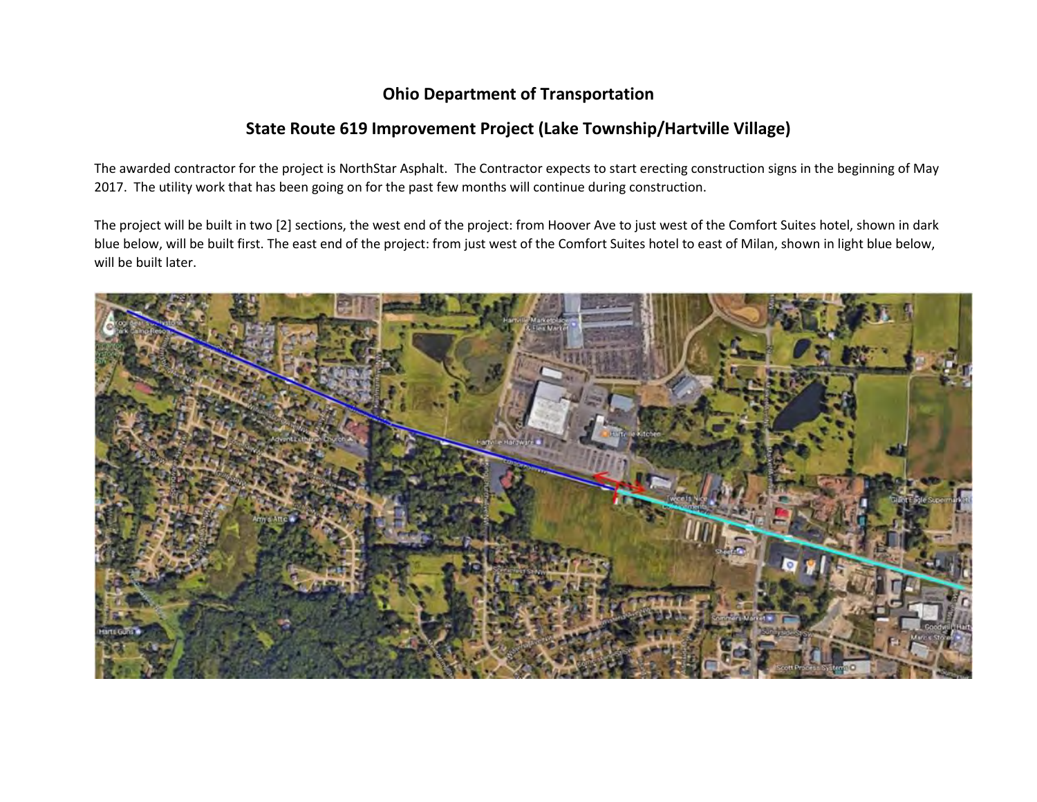## Ohio Department of Transportation

## State Route 619 Improvement Project (Lake Township/Hartville Village)

The awarded contractor for the project is NorthStar Asphalt. The Contractor expects to start erecting construction signs in the beginning of May 2017. The utility work that has been going on for the past few months will continue during construction.

The project will be built in two [2] sections, the west end of the project: from Hoover Ave to just west of the Comfort Suites hotel, shown in dark blue below, will be built first. The east end of the project: from just west of the Comfort Suites hotel to east of Milan, shown in light blue below, will be built later.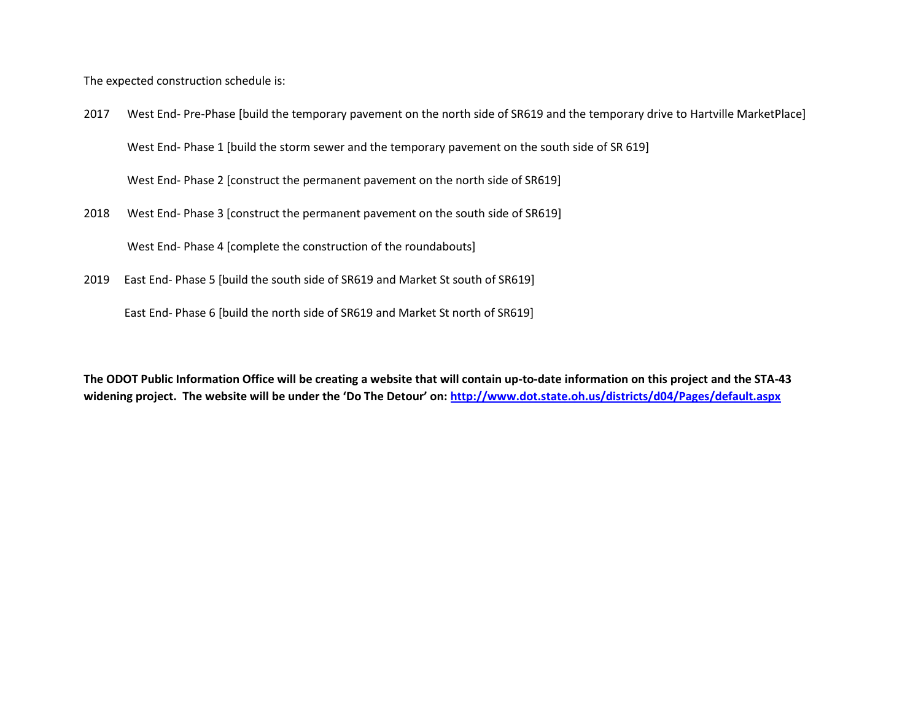The expected construction schedule is:

2017 West End- Pre-Phase [build the temporary pavement on the north side of SR619 and the temporary drive to Hartville MarketPlace]

West End- Phase 1 [build the storm sewer and the temporary pavement on the south side of SR 619]

West End- Phase 2 [construct the permanent pavement on the north side of SR619]

2018 West End- Phase 3 [construct the permanent pavement on the south side of SR619]

West End- Phase 4 [complete the construction of the roundabouts]

2019 East End- Phase 5 [build the south side of SR619 and Market St south of SR619]

East End- Phase 6 [build the north side of SR619 and Market St north of SR619]

**The ODOT Public Information Office will be creating a website that will contain up-to-date information on this project and the STA-43 widening project. The website will be under the 'Do The Detour' on: [http://www.dot.state.oh.us/districts/d04/Pages/default.aspx](http://www.dot.state.oh.us/districts/d04/Pages/default.aspx)**